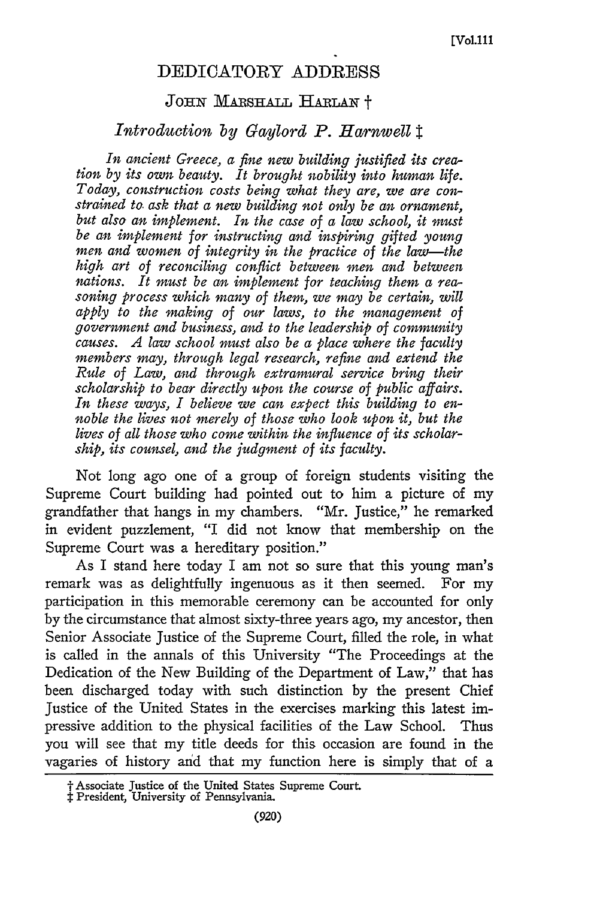# DEDICATORY ADDRESS

## JOHN MARSHALL HARLAN †

### *Introduction by Gaylord P. Harnwell* ‡

*In ancient Greece, a fine new building justified its creation by its own beauty. It brought nobility into human life. Today, construction costs being what they are, we are constrained to ask that a new building not only be an ornament, but also an implement. In the case of a law school, it must be an implement for instructing and inspiring gifted young men and women of integrity in the practice of the law—the high art of reconciling conflict between men and between nations. It must be an implement for teaching them a reasoning process which many of them, we may be certain, will apply to the making of our laws, to the management of government and business, and to the leadership of community causes. A law school must also be a place where the faculty members may, through legal research, refine and extend the Rule of Law, and through extramural service bring their scholarship to bear directly upon the course of public affairs. In these ways, I believe we can expect this building to ennoble the lives not merely of those who look upon it, but the lives of all those who come within the influence of its scholarship, its counsel, and the judgment of its faculty.*

Not long ago one of a group of foreign students visiting the Supreme Court building had pointed out to him a picture of my grandfather that hangs in my chambers. "Mr. Justice," he remarked in evident puzzlement, "I did not know that membership on the Supreme Court was a hereditary position."

As I stand here today I am not so sure that this young man's remark was as delightfully ingenuous as it then seemed. For my participation in this memorable ceremony can be accounted for only by the circumstance that almost sixty-three years ago, my ancestor, then Senior Associate Justice of the Supreme Court, filled the role, in what is called in the annals of this University "The Proceedings at the Dedication of the New Building of the Department of Law," that has been discharged today with such distinction by the present Chief Justice of the United States in the exercises marking this latest impressive addition to the physical facilities of the Law School. Thus you will see that my title deeds for this occasion are found in the vagaries of history and that my function here is simply that of a

† Associate Justice of the United States Supreme Court.
‡ President, University of Pennsylvania.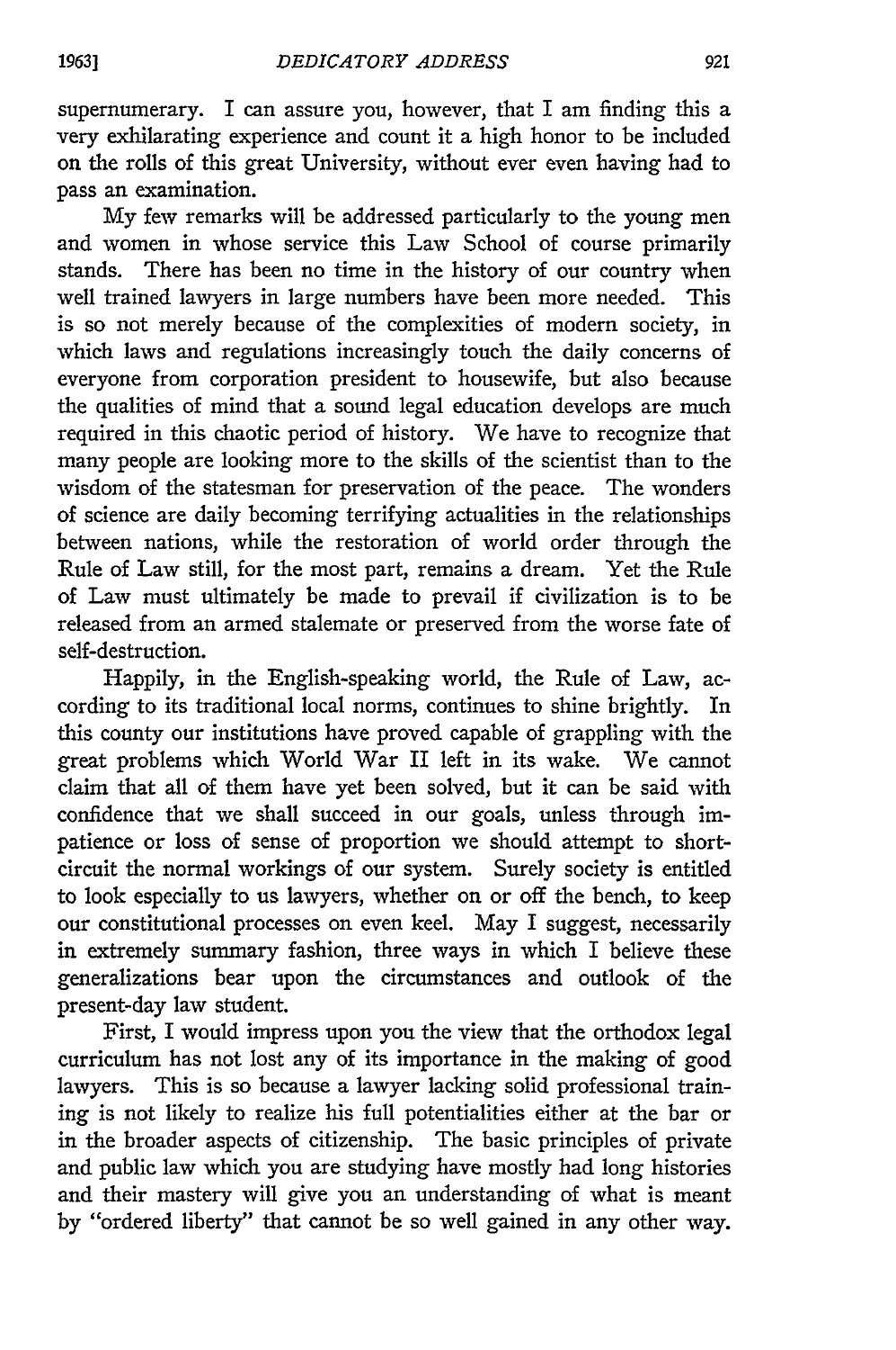supernumerary. I can assure you, however, that I am finding this a very exhilarating experience and count it a high honor to be included on the rolls of this great University, without ever even having had to pass an examination.

My few remarks will be addressed particularly to the young men and women in whose service this Law School of course primarily stands. There has been no time in the history of our country when well trained lawyers in large numbers have been more needed. This is so not merely because of the complexities of modern society, in which laws and regulations increasingly touch the daily concerns of everyone from corporation president to housewife, but also because the qualities of mind that a sound legal education develops are much required in this chaotic period of history. We have to recognize that many people are looking more to the skills of the scientist than to the wisdom of the statesman for preservation of the peace. The wonders of science are daily becoming terrifying actualities in the relationships between nations, while the restoration of world order through the Rule of Law still, for the most part, remains a dream. Yet the Rule of Law must ultimately be made to prevail if civilization is to be released from an armed stalemate or preserved from the worse fate of self-destruction.

Happily, in the English-speaking world, the Rule of Law, according to its traditional local norms, continues to shine brightly. In this county our institutions have proved capable of grappling with the great problems which World War II left in its wake. We cannot claim that all of them have yet been solved, but it can be said with confidence that we shall succeed in our goals, unless through impatience or loss of sense of proportion we should attempt to short-circuit the normal workings of our system. Surely society is entitled to look especially to us lawyers, whether on or off the bench, to keep our constitutional processes on even keel. May I suggest, necessarily in extremely summary fashion, three ways in which I believe these generalizations bear upon the circumstances and outlook of the present-day law student.

First, I would impress upon you the view that the orthodox legal curriculum has not lost any of its importance in the making of good lawyers. This is so because a lawyer lacking solid professional training is not likely to realize his full potentialities either at the bar or in the broader aspects of citizenship. The basic principles of private and public law which you are studying have mostly had long histories and their mastery will give you an understanding of what is meant by "ordered liberty" that cannot be so well gained in any other way.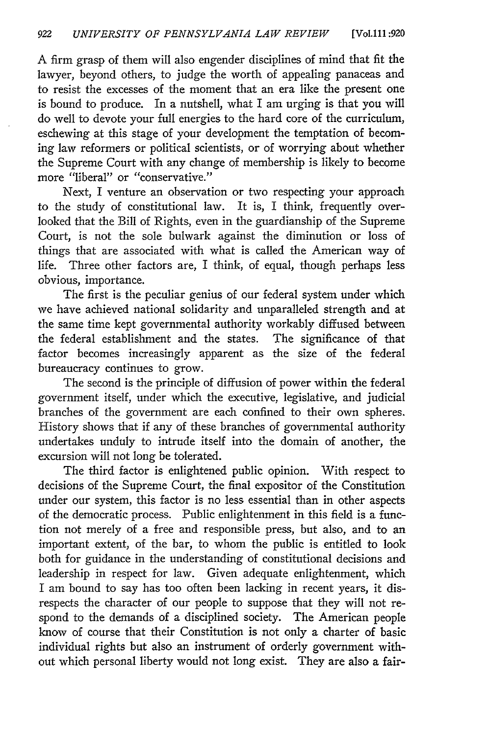A firm grasp of them will also engender disciplines of mind that fit the lawyer, beyond others, to judge the worth of appealing panaceas and to resist the excesses of the moment that an era like the present one is bound to produce. In a nutshell, what I am urging is that you will do well to devote your full energies to the hard core of the curriculum, eschewing at this stage of your development the temptation of becoming law reformers or political scientists, or of worrying about whether the Supreme Court with any change of membership is likely to become more "liberal" or "conservative."

Next, I venture an observation or two respecting your approach to the study of constitutional law. It is, I think, frequently overlooked that the Bill of Rights, even in the guardianship of the Supreme Court, is not the sole bulwark against the diminution or loss of things that are associated with what is called the American way of life. Three other factors are, I think, of equal, though perhaps less obvious, importance.

The first is the peculiar genius of our federal system under which we have achieved national solidarity and unparalleled strength and at the same time kept governmental authority workably diffused between the federal establishment and the states. The significance of that factor becomes increasingly apparent as the size of the federal bureaucracy continues to grow.

The second is the principle of diffusion of power within the federal government itself, under which the executive, legislative, and judicial branches of the government are each confined to their own spheres. History shows that if any of these branches of governmental authority undertakes unduly to intrude itself into the domain of another, the excursion will not long be tolerated.

The third factor is enlightened public opinion. With respect to decisions of the Supreme Court, the final expositor of the Constitution under our system, this factor is no less essential than in other aspects of the democratic process. Public enlightenment in this field is a function not merely of a free and responsible press, but also, and to an important extent, of the bar, to whom the public is entitled to look both for guidance in the understanding of constitutional decisions and leadership in respect for law. Given adequate enlightenment, which I am bound to say has too often been lacking in recent years, it disrespects the character of our people to suppose that they will not respond to the demands of a disciplined society. The American people know of course that their Constitution is not only a charter of basic individual rights but also an instrument of orderly government without which personal liberty would not long exist. They are also a fair-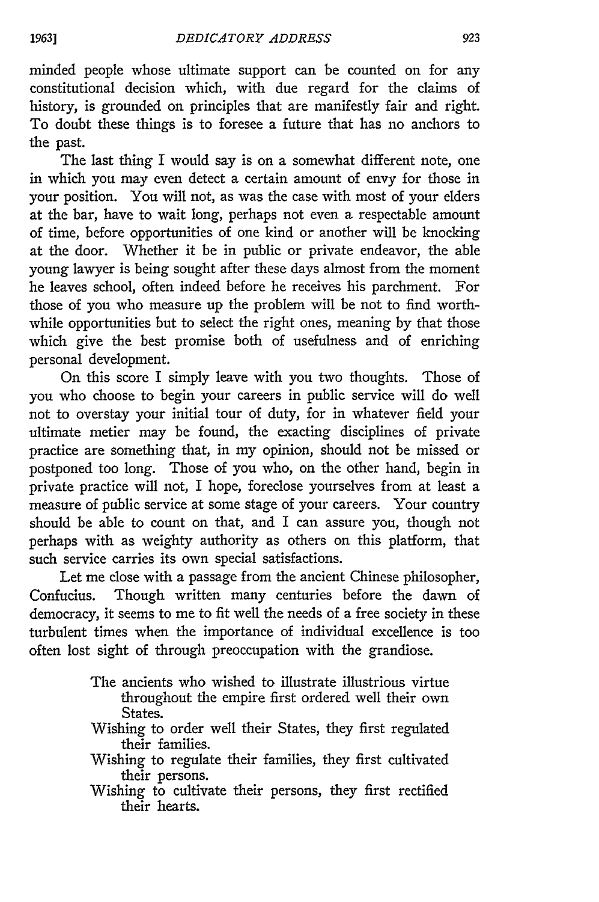minded people whose ultimate support can be counted on for any constitutional decision which, with due regard for the claims of history, is grounded on principles that are manifestly fair and right. To doubt these things is to foresee a future that has no anchors to the past.

The last thing I would say is on a somewhat different note, one in which you may even detect a certain amount of envy for those in your position. You will not, as was the case with most of your elders at the bar, have to wait long, perhaps not even a respectable amount of time, before opportunities of one kind or another will be knocking at the door. Whether it be in public or private endeavor, the able young lawyer is being sought after these days almost from the moment he leaves school, often indeed before he receives his parchment. For those of you who measure up the problem will be not to find worthwhile opportunities but to select the right ones, meaning by that those which give the best promise both of usefulness and of enriching personal development.

On this score I simply leave with you two thoughts. Those of you who choose to begin your careers in public service will do well not to overstay your initial tour of duty, for in whatever field your ultimate metier may be found, the exacting disciplines of private practice are something that, in my opinion, should not be missed or postponed too long. Those of you who, on the other hand, begin in private practice will not, I hope, foreclose yourselves from at least a measure of public service at some stage of your careers. Your country should be able to count on that, and I can assure you, though not perhaps with as weighty authority as others on this platform, that such service carries its own special satisfactions.

Let me close with a passage from the ancient Chinese philosopher, Confucius. Though written many centuries before the dawn of democracy, it seems to me to fit well the needs of a free society in these turbulent times when the importance of individual excellence is too often lost sight of through preoccupation with the grandiose.

> The ancients who wished to illustrate illustrious virtue throughout the empire first ordered well their own States.
>
> Wishing to order well their States, they first regulated their families.
>
> Wishing to regulate their families, they first cultivated their persons.
>
> Wishing to cultivate their persons, they first rectified their hearts.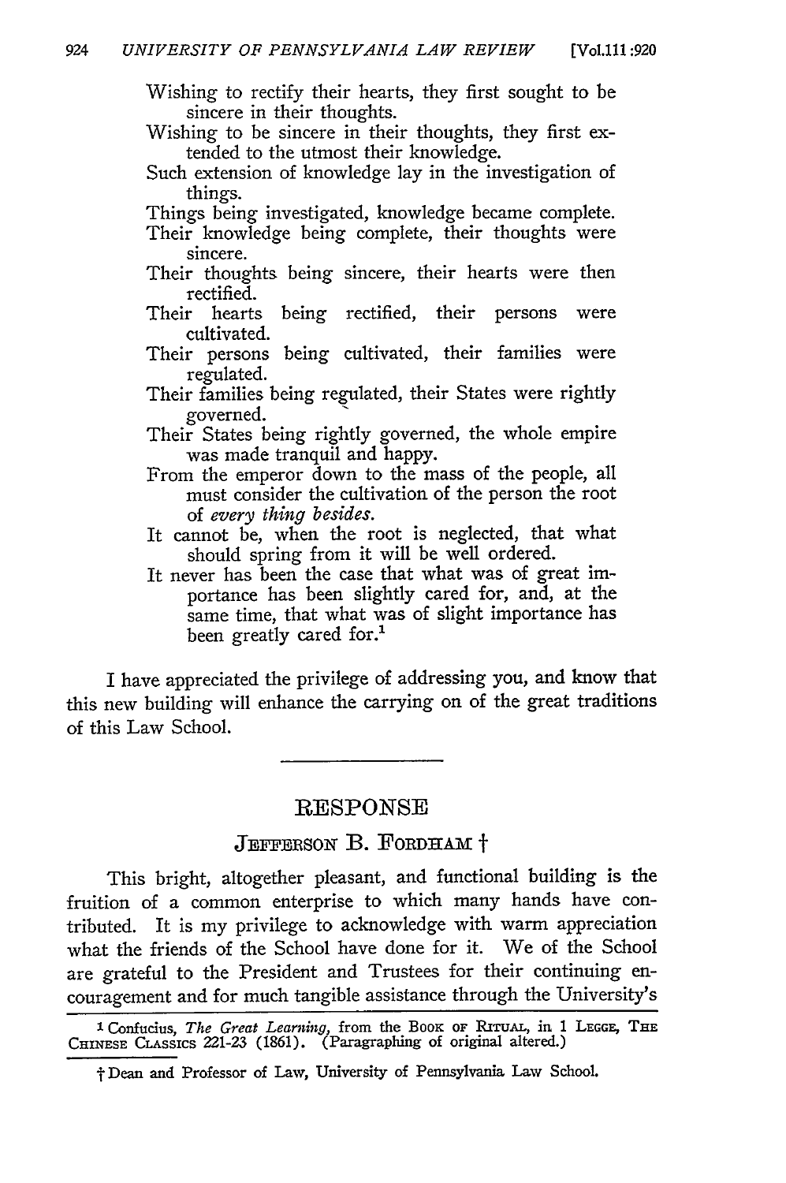Wishing to rectify their hearts, they first sought to be sincere in their thoughts.

Wishing to be sincere in their thoughts, they first extended to the utmost their knowledge.

Such extension of knowledge lay in the investigation of things.

Things being investigated, knowledge became complete.

Their knowledge being complete, their thoughts were sincere.

Their thoughts being sincere, their hearts were then rectified.

Their hearts being rectified, their persons were cultivated.

Their persons being cultivated, their families were regulated.

Their families being regulated, their States were rightly governed.

Their States being rightly governed, the whole empire was made tranquil and happy.

From the emperor down to the mass of the people, all must consider the cultivation of the person the root of *every thing besides.*

It cannot be, when the root is neglected, that what should spring from it will be well ordered.

It never has been the case that what was of great importance has been slightly cared for, and, at the same time, that what was of slight importance has been greatly cared for.[1]

I have appreciated the privilege of addressing you, and know that this new building will enhance the carrying on of the great traditions of this Law School.

---

## RESPONSE

### JEFFERSON B. FORDHAM †

This bright, altogether pleasant, and functional building is the fruition of a common enterprise to which many hands have contributed. It is my privilege to acknowledge with warm appreciation what the friends of the School have done for it. We of the School are grateful to the President and Trustees for their continuing encouragement and for much tangible assistance through the University's

---

[1] Confucius, *The Great Learning,* from the BOOK OF RITUAL, in 1 LEGGE, THE CHINESE CLASSICS 221-23 (1861). (Paragraphing of original altered.)

† Dean and Professor of Law, University of Pennsylvania Law School.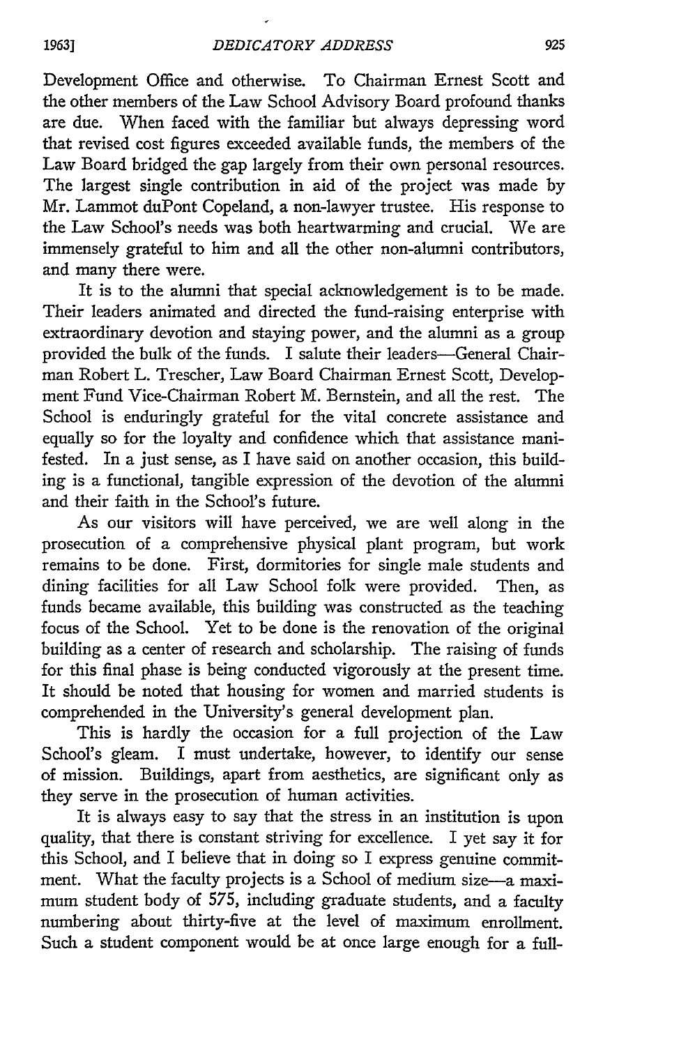Development Office and otherwise. To Chairman Ernest Scott and the other members of the Law School Advisory Board profound thanks are due. When faced with the familiar but always depressing word that revised cost figures exceeded available funds, the members of the Law Board bridged the gap largely from their own personal resources. The largest single contribution in aid of the project was made by Mr. Lammot duPont Copeland, a non-lawyer trustee. His response to the Law School's needs was both heartwarming and crucial. We are immensely grateful to him and all the other non-alumni contributors, and many there were.

It is to the alumni that special acknowledgement is to be made. Their leaders animated and directed the fund-raising enterprise with extraordinary devotion and staying power, and the alumni as a group provided the bulk of the funds. I salute their leaders—General Chairman Robert L. Trescher, Law Board Chairman Ernest Scott, Development Fund Vice-Chairman Robert M. Bernstein, and all the rest. The School is enduringly grateful for the vital concrete assistance and equally so for the loyalty and confidence which that assistance manifested. In a just sense, as I have said on another occasion, this building is a functional, tangible expression of the devotion of the alumni and their faith in the School's future.

As our visitors will have perceived, we are well along in the prosecution of a comprehensive physical plant program, but work remains to be done. First, dormitories for single male students and dining facilities for all Law School folk were provided. Then, as funds became available, this building was constructed as the teaching focus of the School. Yet to be done is the renovation of the original building as a center of research and scholarship. The raising of funds for this final phase is being conducted vigorously at the present time. It should be noted that housing for women and married students is comprehended in the University's general development plan.

This is hardly the occasion for a full projection of the Law School's gleam. I must undertake, however, to identify our sense of mission. Buildings, apart from aesthetics, are significant only as they serve in the prosecution of human activities.

It is always easy to say that the stress in an institution is upon quality, that there is constant striving for excellence. I yet say it for this School, and I believe that in doing so I express genuine commitment. What the faculty projects is a School of medium size—a maximum student body of 575, including graduate students, and a faculty numbering about thirty-five at the level of maximum enrollment. Such a student component would be at once large enough for a full-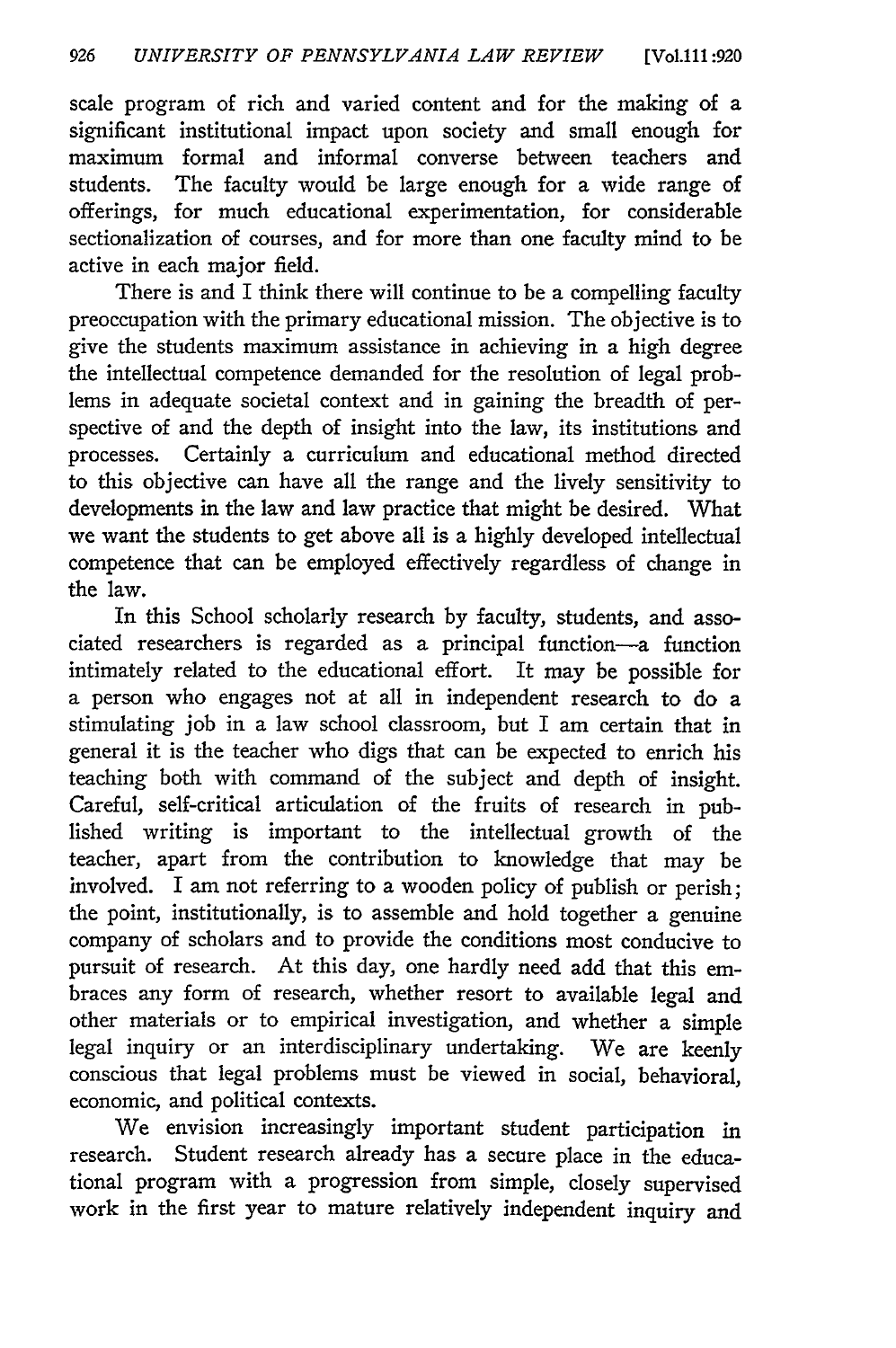scale program of rich and varied content and for the making of a significant institutional impact upon society and small enough for maximum formal and informal converse between teachers and students. The faculty would be large enough for a wide range of offerings, for much educational experimentation, for considerable sectionalization of courses, and for more than one faculty mind to be active in each major field.

There is and I think there will continue to be a compelling faculty preoccupation with the primary educational mission. The objective is to give the students maximum assistance in achieving in a high degree the intellectual competence demanded for the resolution of legal problems in adequate societal context and in gaining the breadth of perspective of and the depth of insight into the law, its institutions and processes. Certainly a curriculum and educational method directed to this objective can have all the range and the lively sensitivity to developments in the law and law practice that might be desired. What we want the students to get above all is a highly developed intellectual competence that can be employed effectively regardless of change in the law.

In this School scholarly research by faculty, students, and associated researchers is regarded as a principal function—a function intimately related to the educational effort. It may be possible for a person who engages not at all in independent research to do a stimulating job in a law school classroom, but I am certain that in general it is the teacher who digs that can be expected to enrich his teaching both with command of the subject and depth of insight. Careful, self-critical articulation of the fruits of research in published writing is important to the intellectual growth of the teacher, apart from the contribution to knowledge that may be involved. I am not referring to a wooden policy of publish or perish; the point, institutionally, is to assemble and hold together a genuine company of scholars and to provide the conditions most conducive to pursuit of research. At this day, one hardly need add that this embraces any form of research, whether resort to available legal and other materials or to empirical investigation, and whether a simple legal inquiry or an interdisciplinary undertaking. We are keenly conscious that legal problems must be viewed in social, behavioral, economic, and political contexts.

We envision increasingly important student participation in research. Student research already has a secure place in the educational program with a progression from simple, closely supervised work in the first year to mature relatively independent inquiry and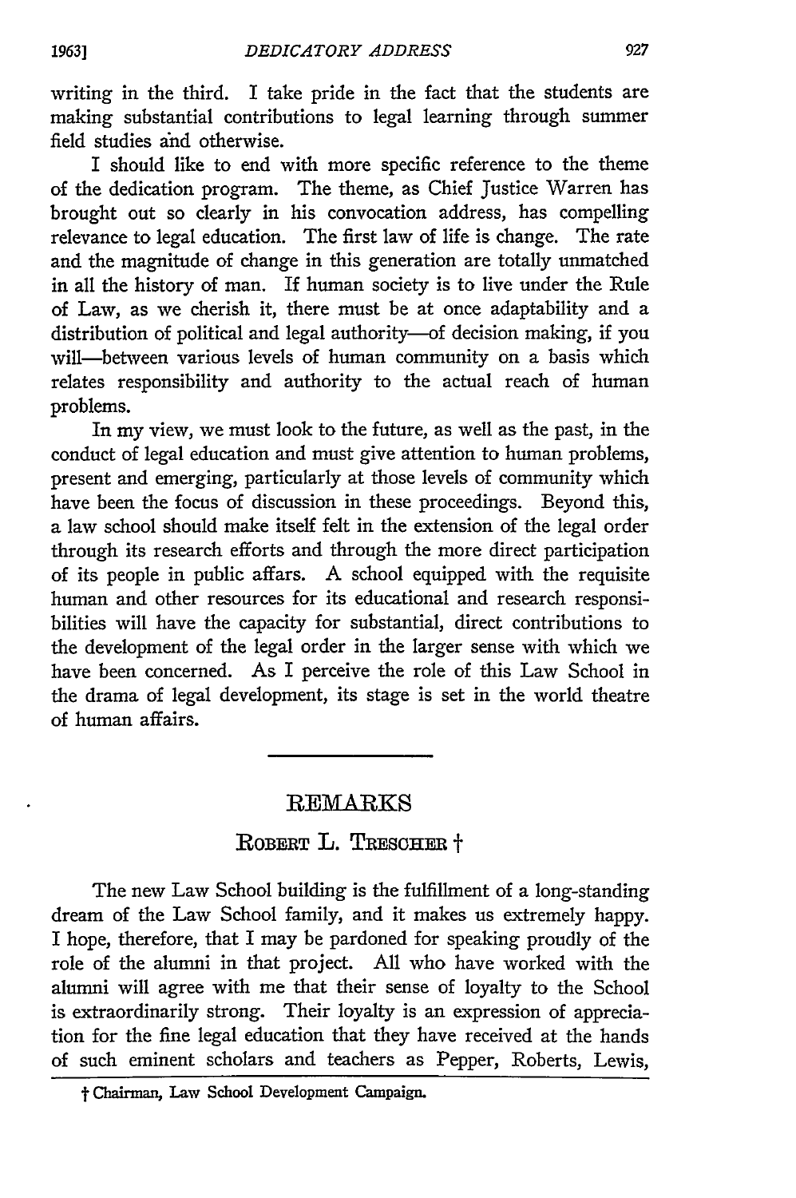writing in the third. I take pride in the fact that the students are making substantial contributions to legal learning through summer field studies and otherwise.

I should like to end with more specific reference to the theme of the dedication program. The theme, as Chief Justice Warren has brought out so clearly in his convocation address, has compelling relevance to legal education. The first law of life is change. The rate and the magnitude of change in this generation are totally unmatched in all the history of man. If human society is to live under the Rule of Law, as we cherish it, there must be at once adaptability and a distribution of political and legal authority—of decision making, if you will—between various levels of human community on a basis which relates responsibility and authority to the actual reach of human problems.

In my view, we must look to the future, as well as the past, in the conduct of legal education and must give attention to human problems, present and emerging, particularly at those levels of community which have been the focus of discussion in these proceedings. Beyond this, a law school should make itself felt in the extension of the legal order through its research efforts and through the more direct participation of its people in public affairs. A school equipped with the requisite human and other resources for its educational and research responsibilities will have the capacity for substantial, direct contributions to the development of the legal order in the larger sense with which we have been concerned. As I perceive the role of this Law School in the drama of legal development, its stage is set in the world theatre of human affairs.

---

## REMARKS

### ROBERT L. TRESCHER †

The new Law School building is the fulfillment of a long-standing dream of the Law School family, and it makes us extremely happy. I hope, therefore, that I may be pardoned for speaking proudly of the role of the alumni in that project. All who have worked with the alumni will agree with me that their sense of loyalty to the School is extraordinarily strong. Their loyalty is an expression of appreciation for the fine legal education that they have received at the hands of such eminent scholars and teachers as Pepper, Roberts, Lewis,

† Chairman, Law School Development Campaign.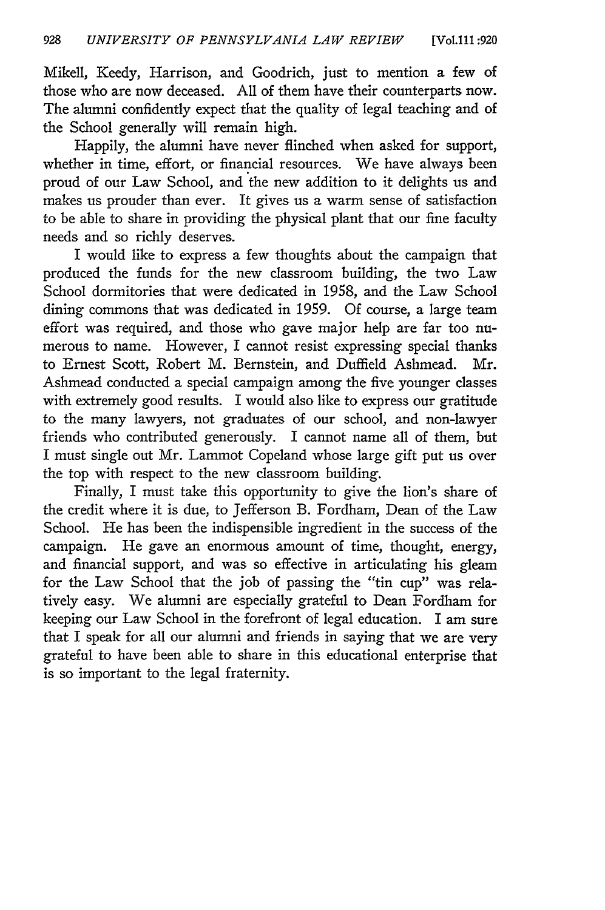Mikell, Keedy, Harrison, and Goodrich, just to mention a few of those who are now deceased. All of them have their counterparts now. The alumni confidently expect that the quality of legal teaching and of the School generally will remain high.

Happily, the alumni have never flinched when asked for support, whether in time, effort, or financial resources. We have always been proud of our Law School, and the new addition to it delights us and makes us prouder than ever. It gives us a warm sense of satisfaction to be able to share in providing the physical plant that our fine faculty needs and so richly deserves.

I would like to express a few thoughts about the campaign that produced the funds for the new classroom building, the two Law School dormitories that were dedicated in 1958, and the Law School dining commons that was dedicated in 1959. Of course, a large team effort was required, and those who gave major help are far too numerous to name. However, I cannot resist expressing special thanks to Ernest Scott, Robert M. Bernstein, and Duffield Ashmead. Mr. Ashmead conducted a special campaign among the five younger classes with extremely good results. I would also like to express our gratitude to the many lawyers, not graduates of our school, and non-lawyer friends who contributed generously. I cannot name all of them, but I must single out Mr. Lammot Copeland whose large gift put us over the top with respect to the new classroom building.

Finally, I must take this opportunity to give the lion's share of the credit where it is due, to Jefferson B. Fordham, Dean of the Law School. He has been the indispensible ingredient in the success of the campaign. He gave an enormous amount of time, thought, energy, and financial support, and was so effective in articulating his gleam for the Law School that the job of passing the "tin cup" was relatively easy. We alumni are especially grateful to Dean Fordham for keeping our Law School in the forefront of legal education. I am sure that I speak for all our alumni and friends in saying that we are very grateful to have been able to share in this educational enterprise that is so important to the legal fraternity.